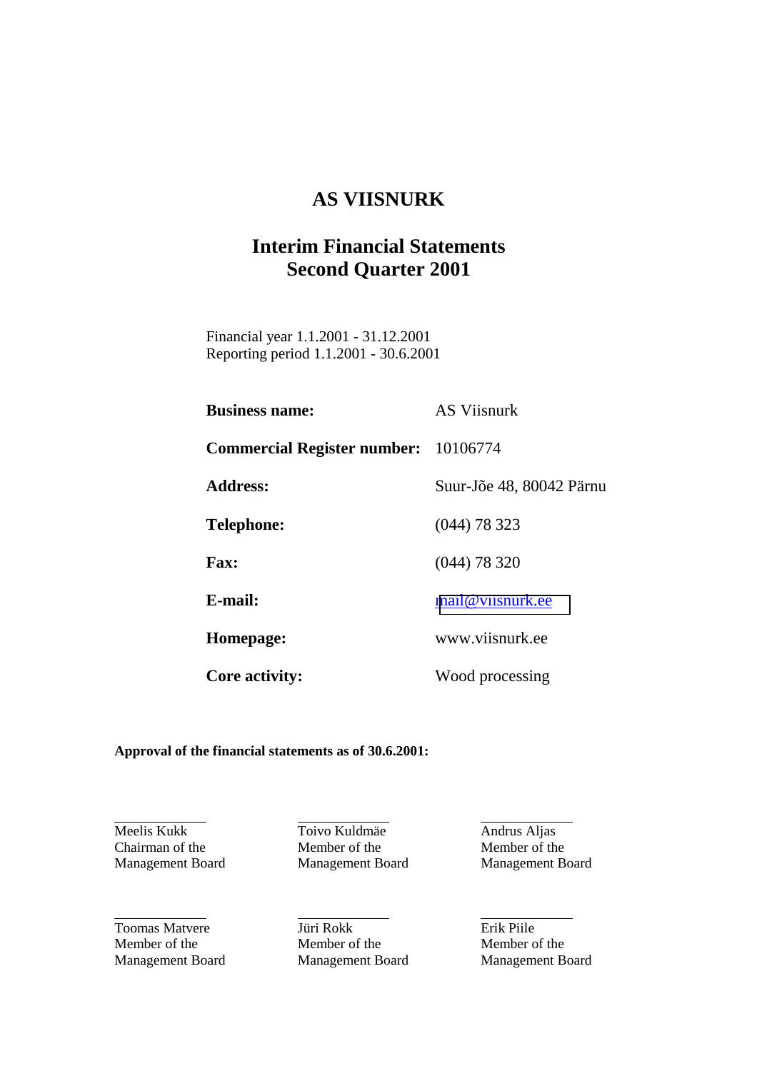# AS VIISNURK

## Interim Financial Statements
## Second Quarter 2001

Financial year 1.1.2001 - 31.12.2001
Reporting period 1.1.2001 - 30.6.2001

| | |
|---|---|
| **Business name:** | AS Viisnurk |
| **Commercial Register number:** | 10106774 |
| **Address:** | Suur-Jõe 48, 80042 Pärnu |
| **Telephone:** | (044) 78 323 |
| **Fax:** | (044) 78 320 |
| **E-mail:** | mail@viisnurk.ee |
| **Homepage:** | www.viisnurk.ee |
| **Core activity:** | Wood processing |

**Approval of the financial statements as of 30.6.2001:**

| | | |
|---|---|---|
| Meelis Kukk<br>Chairman of the Management Board | Toivo Kuldmäe<br>Member of the Management Board | Andrus Aljas<br>Member of the Management Board |
| Toomas Matvere<br>Member of the Management Board | Jüri Rokk<br>Member of the Management Board | Erik Piile<br>Member of the Management Board |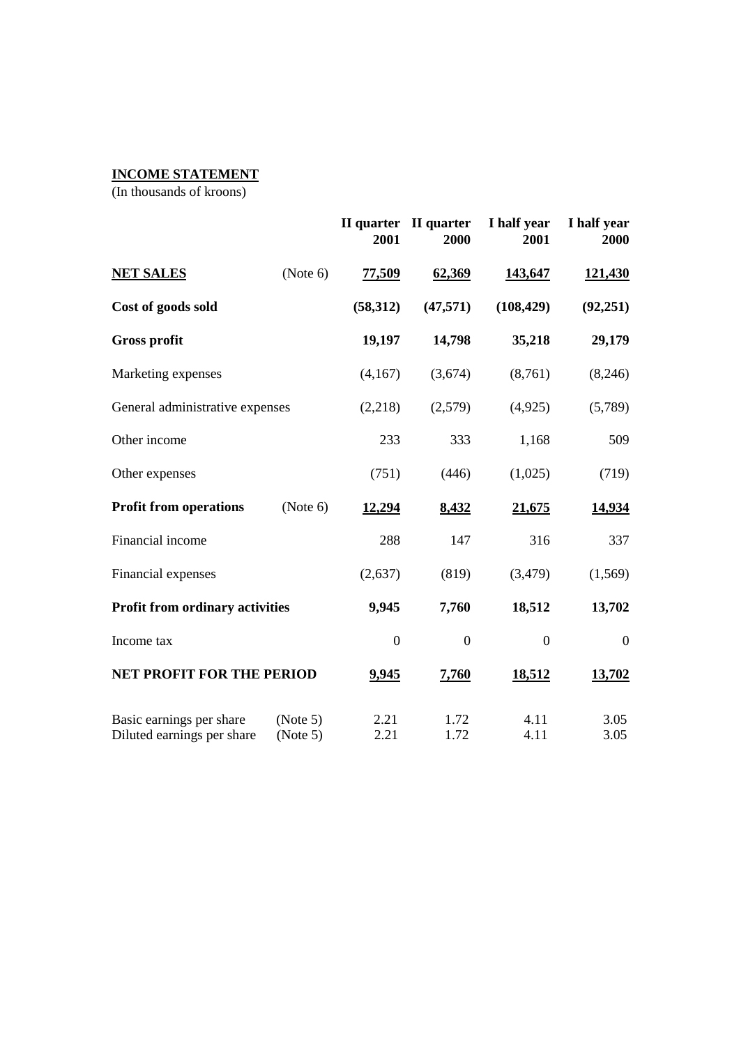**INCOME STATEMENT**

(In thousands of kroons)

| | | II quarter 2001 | II quarter 2000 | I half year 2001 | I half year 2000 |
|---|---|---|---|---|---|
| **NET SALES** | (Note 6) | **77,509** | **62,369** | **143,647** | **121,430** |
| **Cost of goods sold** | | **(58,312)** | **(47,571)** | **(108,429)** | **(92,251)** |
| **Gross profit** | | **19,197** | **14,798** | **35,218** | **29,179** |
| Marketing expenses | | (4,167) | (3,674) | (8,761) | (8,246) |
| General administrative expenses | | (2,218) | (2,579) | (4,925) | (5,789) |
| Other income | | 233 | 333 | 1,168 | 509 |
| Other expenses | | (751) | (446) | (1,025) | (719) |
| **Profit from operations** | (Note 6) | **12,294** | **8,432** | **21,675** | **14,934** |
| Financial income | | 288 | 147 | 316 | 337 |
| Financial expenses | | (2,637) | (819) | (3,479) | (1,569) |
| **Profit from ordinary activities** | | **9,945** | **7,760** | **18,512** | **13,702** |
| Income tax | | 0 | 0 | 0 | 0 |
| **NET PROFIT FOR THE PERIOD** | | **9,945** | **7,760** | **18,512** | **13,702** |
| Basic earnings per share | (Note 5) | 2.21 | 1.72 | 4.11 | 3.05 |
| Diluted earnings per share | (Note 5) | 2.21 | 1.72 | 4.11 | 3.05 |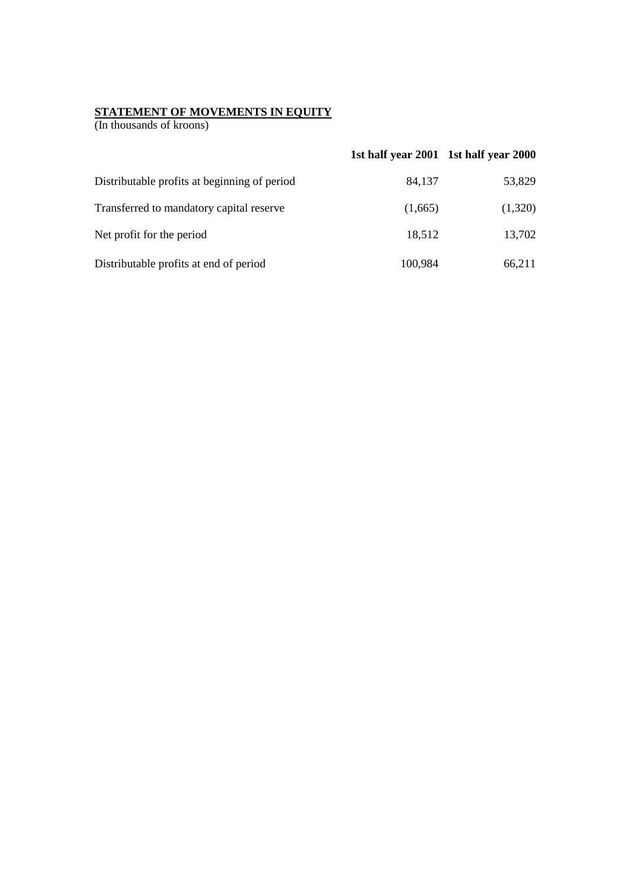**STATEMENT OF MOVEMENTS IN EQUITY**

(In thousands of kroons)

| | 1st half year 2001 | 1st half year 2000 |
|---|---|---|
| Distributable profits at beginning of period | 84,137 | 53,829 |
| Transferred to mandatory capital reserve | (1,665) | (1,320) |
| Net profit for the period | 18,512 | 13,702 |
| Distributable profits at end of period | 100,984 | 66,211 |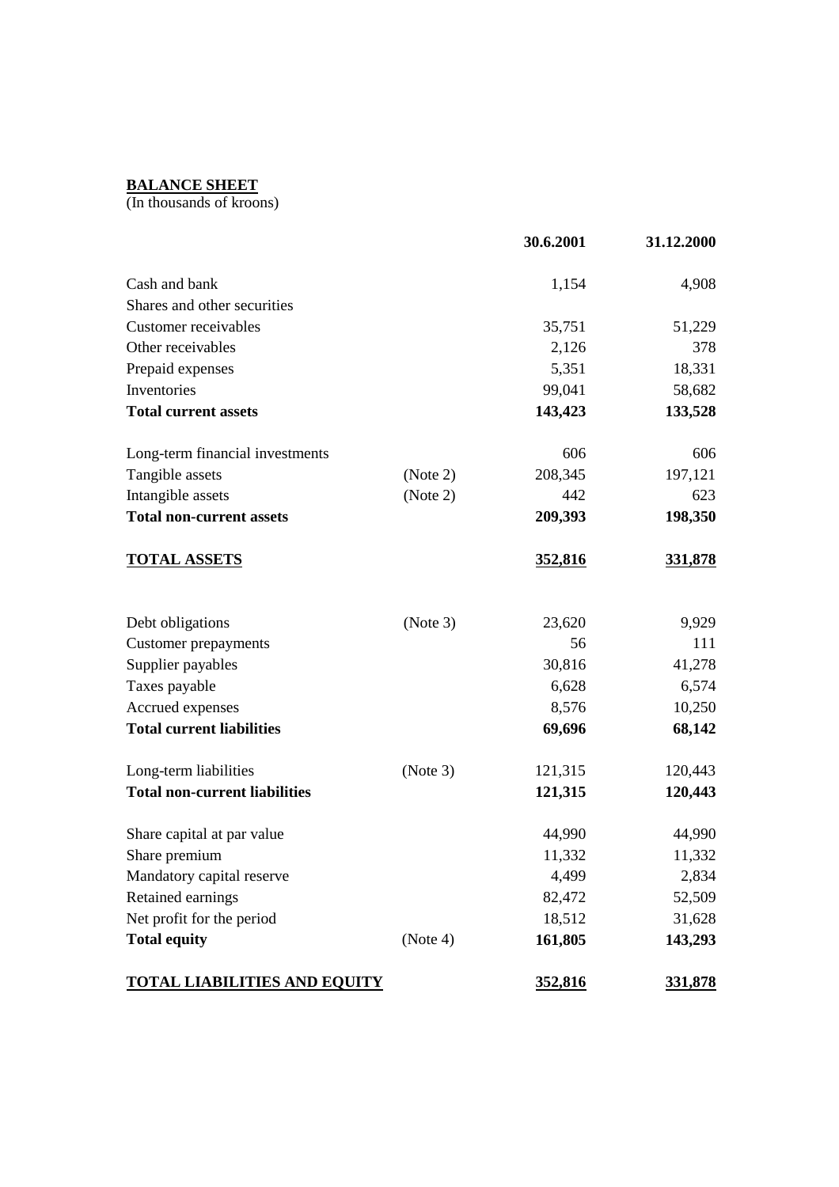**BALANCE SHEET**
(In thousands of kroons)

| | | 30.6.2001 | 31.12.2000 |
|---|---|---|---|
| Cash and bank | | 1,154 | 4,908 |
| Shares and other securities | | | |
| Customer receivables | | 35,751 | 51,229 |
| Other receivables | | 2,126 | 378 |
| Prepaid expenses | | 5,351 | 18,331 |
| Inventories | | 99,041 | 58,682 |
| **Total current assets** | | **143,423** | **133,528** |
| | | | |
| Long-term financial investments | | 606 | 606 |
| Tangible assets | (Note 2) | 208,345 | 197,121 |
| Intangible assets | (Note 2) | 442 | 623 |
| **Total non-current assets** | | **209,393** | **198,350** |
| | | | |
| **TOTAL ASSETS** | | **352,816** | **331,878** |
| | | | |
| Debt obligations | (Note 3) | 23,620 | 9,929 |
| Customer prepayments | | 56 | 111 |
| Supplier payables | | 30,816 | 41,278 |
| Taxes payable | | 6,628 | 6,574 |
| Accrued expenses | | 8,576 | 10,250 |
| **Total current liabilities** | | **69,696** | **68,142** |
| | | | |
| Long-term liabilities | (Note 3) | 121,315 | 120,443 |
| **Total non-current liabilities** | | **121,315** | **120,443** |
| | | | |
| Share capital at par value | | 44,990 | 44,990 |
| Share premium | | 11,332 | 11,332 |
| Mandatory capital reserve | | 4,499 | 2,834 |
| Retained earnings | | 82,472 | 52,509 |
| Net profit for the period | | 18,512 | 31,628 |
| **Total equity** | (Note 4) | **161,805** | **143,293** |
| | | | |
| **TOTAL LIABILITIES AND EQUITY** | | **352,816** | **331,878** |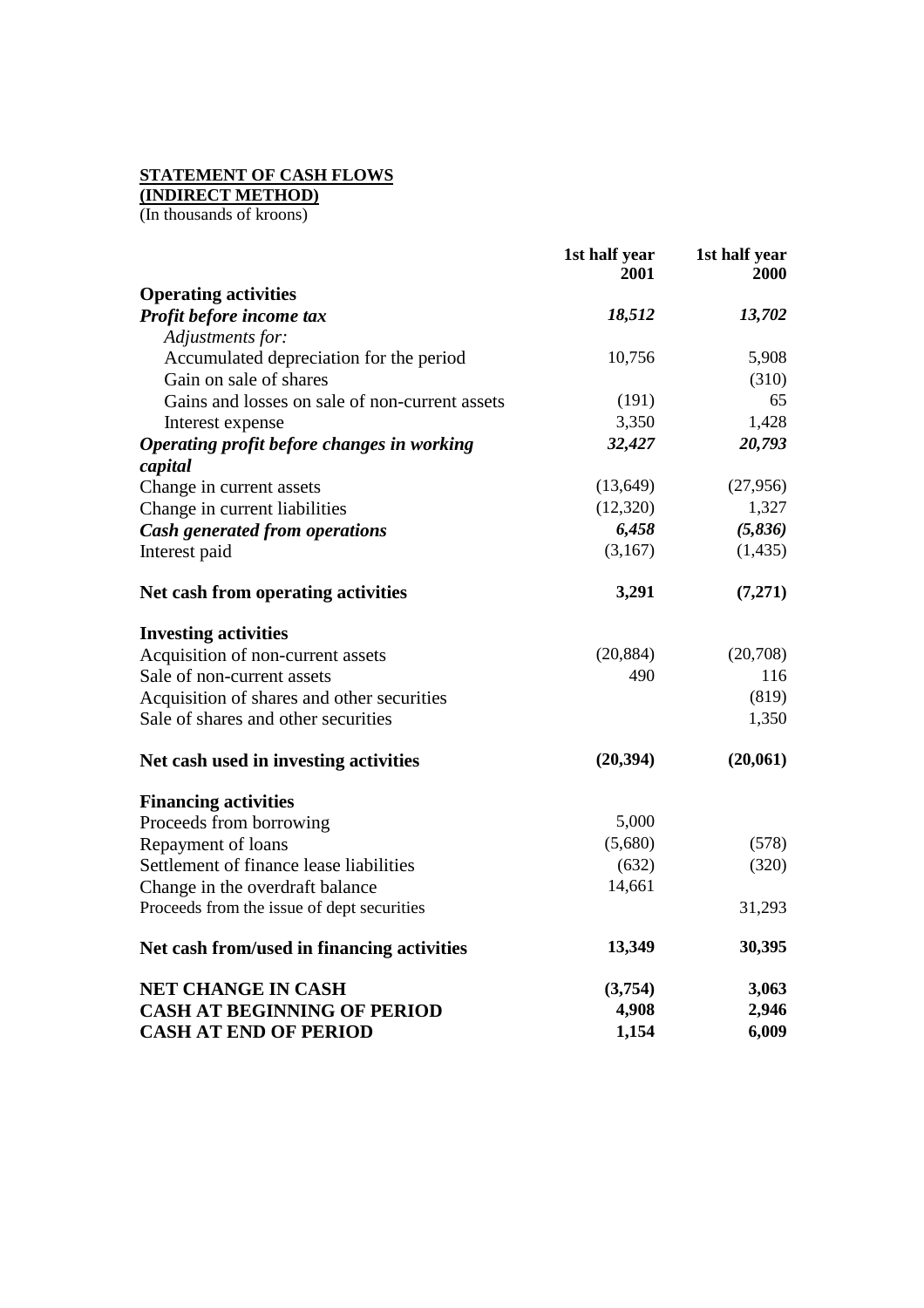**STATEMENT OF CASH FLOWS**
**(INDIRECT METHOD)**
(In thousands of kroons)

| | 1st half year 2001 | 1st half year 2000 |
|---|---|---|
| **Operating activities** | | |
| ***Profit before income tax*** | ***18,512*** | ***13,702*** |
| *Adjustments for:* | | |
| Accumulated depreciation for the period | 10,756 | 5,908 |
| Gain on sale of shares | | (310) |
| Gains and losses on sale of non-current assets | (191) | 65 |
| Interest expense | 3,350 | 1,428 |
| ***Operating profit before changes in working capital*** | ***32,427*** | ***20,793*** |
| Change in current assets | (13,649) | (27,956) |
| Change in current liabilities | (12,320) | 1,327 |
| ***Cash generated from operations*** | ***6,458*** | ***(5,836)*** |
| Interest paid | (3,167) | (1,435) |
| **Net cash from operating activities** | **3,291** | **(7,271)** |
| **Investing activities** | | |
| Acquisition of non-current assets | (20,884) | (20,708) |
| Sale of non-current assets | 490 | 116 |
| Acquisition of shares and other securities | | (819) |
| Sale of shares and other securities | | 1,350 |
| **Net cash used in investing activities** | **(20,394)** | **(20,061)** |
| **Financing activities** | | |
| Proceeds from borrowing | 5,000 | |
| Repayment of loans | (5,680) | (578) |
| Settlement of finance lease liabilities | (632) | (320) |
| Change in the overdraft balance | 14,661 | |
| Proceeds from the issue of dept securities | | 31,293 |
| **Net cash from/used in financing activities** | **13,349** | **30,395** |
| **NET CHANGE IN CASH** | **(3,754)** | **3,063** |
| **CASH AT BEGINNING OF PERIOD** | **4,908** | **2,946** |
| **CASH AT END OF PERIOD** | **1,154** | **6,009** |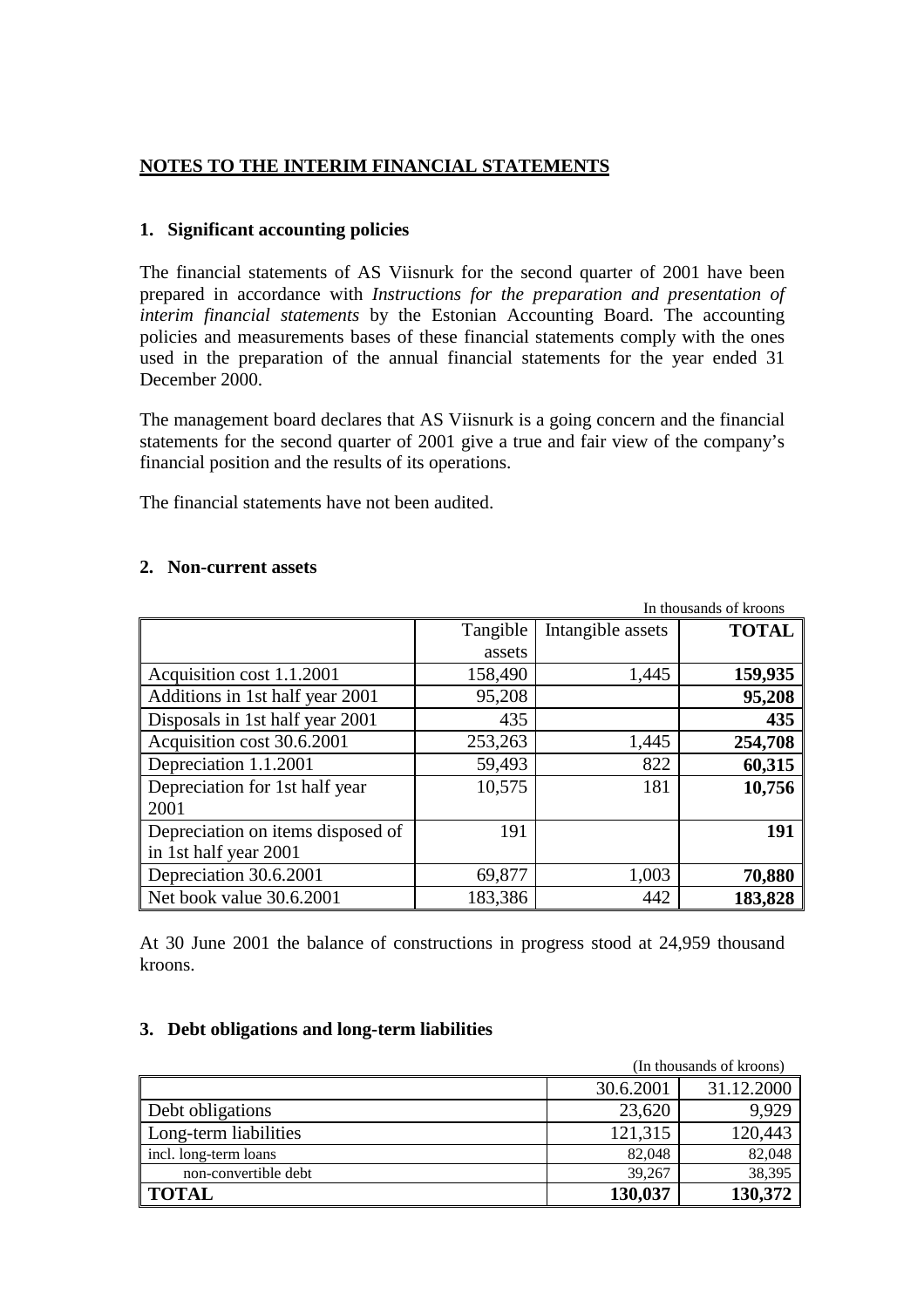## NOTES TO THE INTERIM FINANCIAL STATEMENTS

### 1. Significant accounting policies

The financial statements of AS Viisnurk for the second quarter of 2001 have been prepared in accordance with *Instructions for the preparation and presentation of interim financial statements* by the Estonian Accounting Board. The accounting policies and measurements bases of these financial statements comply with the ones used in the preparation of the annual financial statements for the year ended 31 December 2000.

The management board declares that AS Viisnurk is a going concern and the financial statements for the second quarter of 2001 give a true and fair view of the company's financial position and the results of its operations.

The financial statements have not been audited.

### 2. Non-current assets

In thousands of kroons

| | Tangible assets | Intangible assets | **TOTAL** |
|---|---|---|---|
| Acquisition cost 1.1.2001 | 158,490 | 1,445 | **159,935** |
| Additions in 1st half year 2001 | 95,208 | | **95,208** |
| Disposals in 1st half year 2001 | 435 | | **435** |
| Acquisition cost 30.6.2001 | 253,263 | 1,445 | **254,708** |
| Depreciation 1.1.2001 | 59,493 | 822 | **60,315** |
| Depreciation for 1st half year 2001 | 10,575 | 181 | **10,756** |
| Depreciation on items disposed of in 1st half year 2001 | 191 | | **191** |
| Depreciation 30.6.2001 | 69,877 | 1,003 | **70,880** |
| Net book value 30.6.2001 | 183,386 | 442 | **183,828** |

At 30 June 2001 the balance of constructions in progress stood at 24,959 thousand kroons.

### 3. Debt obligations and long-term liabilities

(In thousands of kroons)

| | 30.6.2001 | 31.12.2000 |
|---|---|---|
| Debt obligations | 23,620 | 9,929 |
| Long-term liabilities | 121,315 | 120,443 |
| incl. long-term loans | 82,048 | 82,048 |
| non-convertible debt | 39,267 | 38,395 |
| **TOTAL** | **130,037** | **130,372** |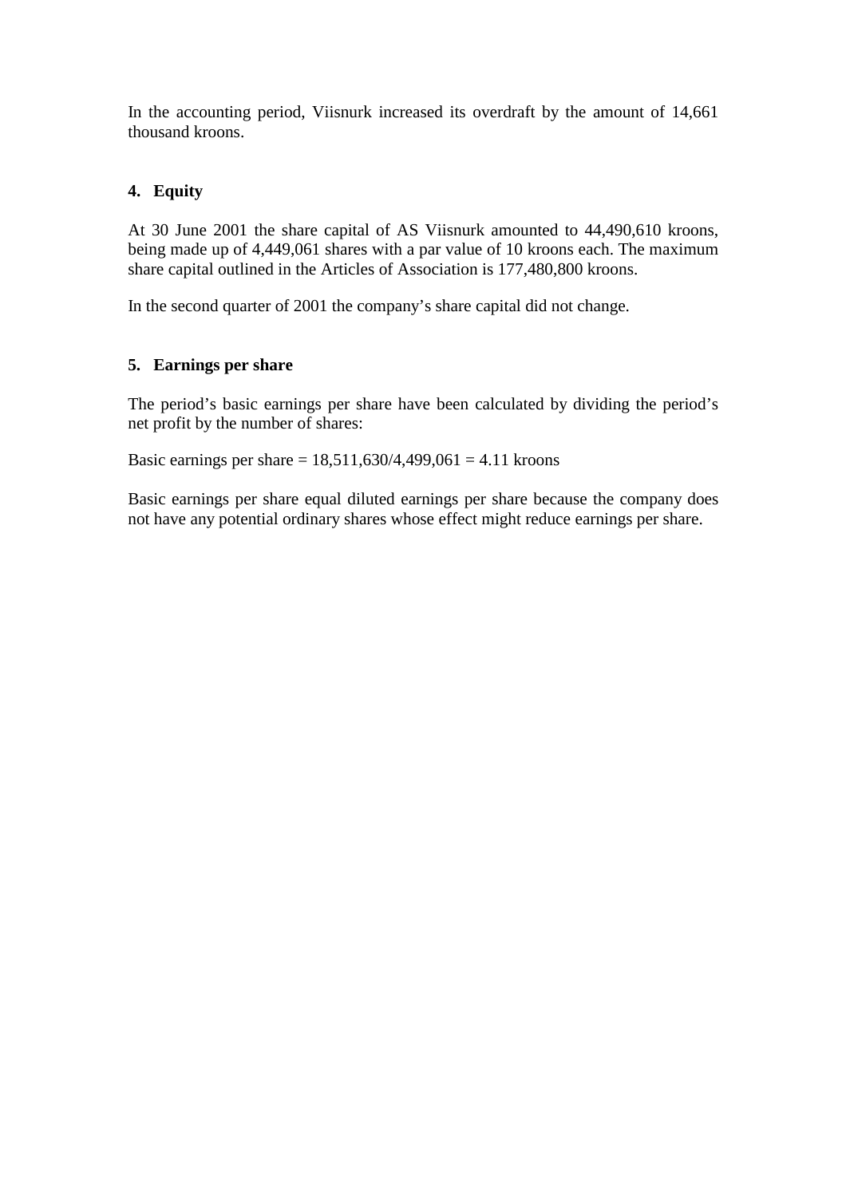In the accounting period, Viisnurk increased its overdraft by the amount of 14,661 thousand kroons.

## 4. Equity

At 30 June 2001 the share capital of AS Viisnurk amounted to 44,490,610 kroons, being made up of 4,449,061 shares with a par value of 10 kroons each. The maximum share capital outlined in the Articles of Association is 177,480,800 kroons.

In the second quarter of 2001 the company's share capital did not change.

## 5. Earnings per share

The period's basic earnings per share have been calculated by dividing the period's net profit by the number of shares:

Basic earnings per share = 18,511,630/4,499,061 = 4.11 kroons

Basic earnings per share equal diluted earnings per share because the company does not have any potential ordinary shares whose effect might reduce earnings per share.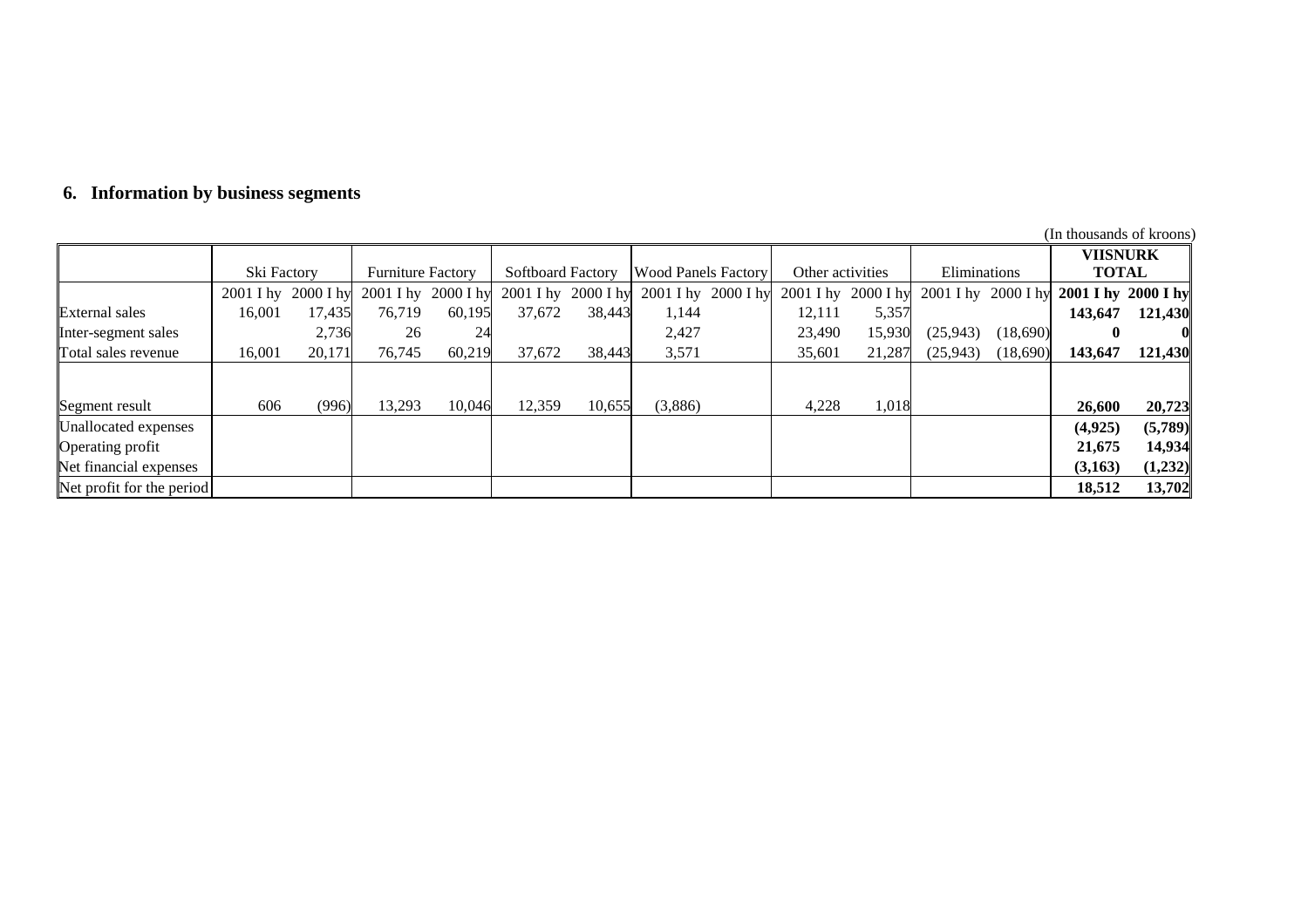## 6. Information by business segments

(In thousands of kroons)

| | Ski Factory | | Furniture Factory | | Softboard Factory | | Wood Panels Factory | | Other activities | | Eliminations | | **VIISNURK TOTAL** | |
|---|---|---|---|---|---|---|---|---|---|---|---|---|---|---|
| | 2001 I hy | 2000 I hy | 2001 I hy | 2000 I hy | 2001 I hy | 2000 I hy | 2001 I hy | 2000 I hy | 2001 I hy | 2000 I hy | 2001 I hy | 2000 I hy | **2001 I hy** | **2000 I hy** |
| External sales | 16,001 | 17,435 | 76,719 | 60,195 | 37,672 | 38,443 | 1,144 | | 12,111 | 5,357 | | | **143,647** | **121,430** |
| Inter-segment sales | | 2,736 | 26 | 24 | | | 2,427 | | 23,490 | 15,930 | (25,943) | (18,690) | **0** | **0** |
| Total sales revenue | 16,001 | 20,171 | 76,745 | 60,219 | 37,672 | 38,443 | 3,571 | | 35,601 | 21,287 | (25,943) | (18,690) | **143,647** | **121,430** |
| Segment result | 606 | (996) | 13,293 | 10,046 | 12,359 | 10,655 | (3,886) | | 4,228 | 1,018 | | | **26,600** | **20,723** |
| Unallocated expenses | | | | | | | | | | | | | **(4,925)** | **(5,789)** |
| Operating profit | | | | | | | | | | | | | **21,675** | **14,934** |
| Net financial expenses | | | | | | | | | | | | | **(3,163)** | **(1,232)** |
| Net profit for the period | | | | | | | | | | | | | **18,512** | **13,702** |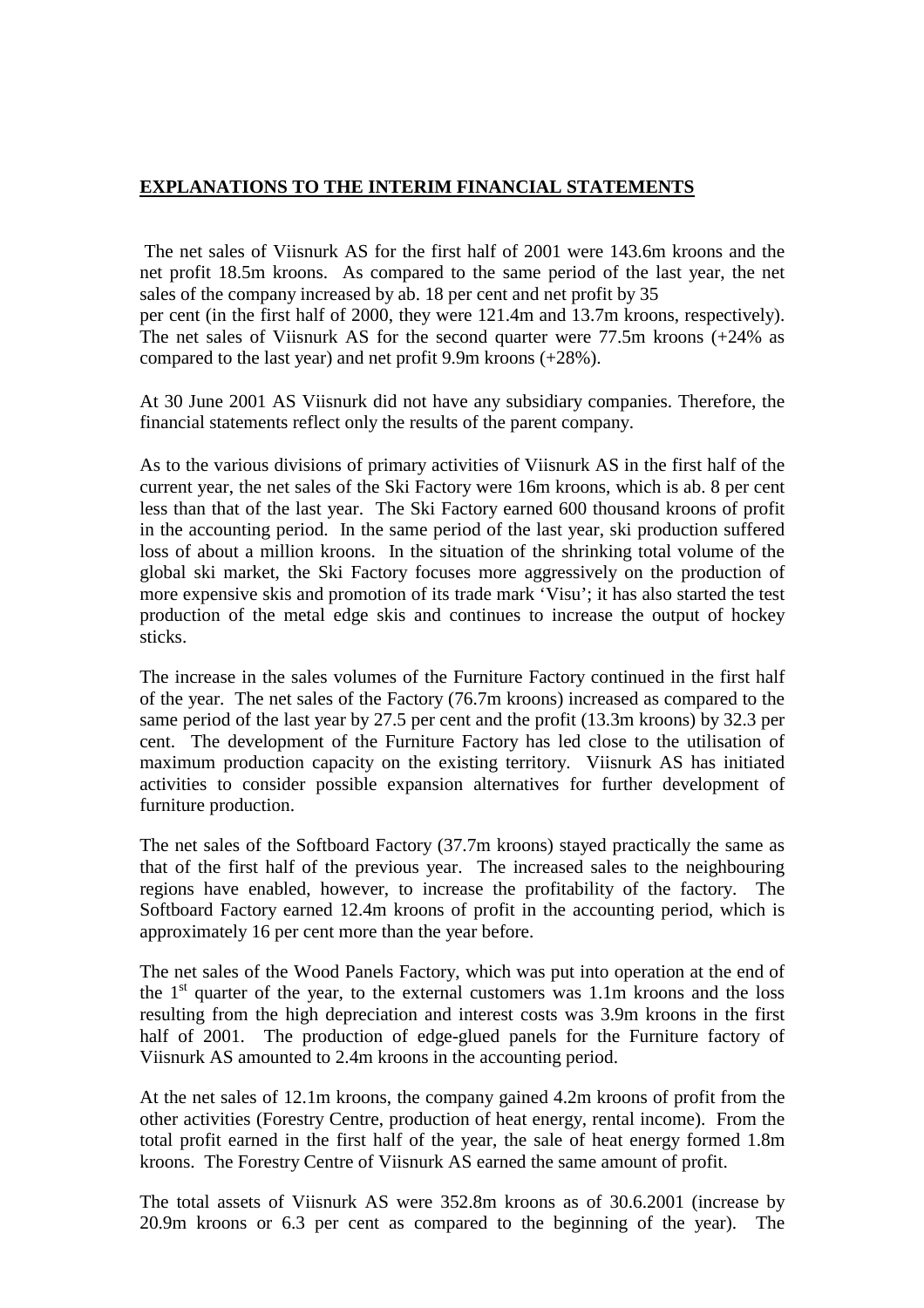**EXPLANATIONS TO THE INTERIM FINANCIAL STATEMENTS**

The net sales of Viisnurk AS for the first half of 2001 were 143.6m kroons and the net profit 18.5m kroons. As compared to the same period of the last year, the net sales of the company increased by ab. 18 per cent and net profit by 35 per cent (in the first half of 2000, they were 121.4m and 13.7m kroons, respectively). The net sales of Viisnurk AS for the second quarter were 77.5m kroons (+24% as compared to the last year) and net profit 9.9m kroons (+28%).

At 30 June 2001 AS Viisnurk did not have any subsidiary companies. Therefore, the financial statements reflect only the results of the parent company.

As to the various divisions of primary activities of Viisnurk AS in the first half of the current year, the net sales of the Ski Factory were 16m kroons, which is ab. 8 per cent less than that of the last year. The Ski Factory earned 600 thousand kroons of profit in the accounting period. In the same period of the last year, ski production suffered loss of about a million kroons. In the situation of the shrinking total volume of the global ski market, the Ski Factory focuses more aggressively on the production of more expensive skis and promotion of its trade mark 'Visu'; it has also started the test production of the metal edge skis and continues to increase the output of hockey sticks.

The increase in the sales volumes of the Furniture Factory continued in the first half of the year. The net sales of the Factory (76.7m kroons) increased as compared to the same period of the last year by 27.5 per cent and the profit (13.3m kroons) by 32.3 per cent. The development of the Furniture Factory has led close to the utilisation of maximum production capacity on the existing territory. Viisnurk AS has initiated activities to consider possible expansion alternatives for further development of furniture production.

The net sales of the Softboard Factory (37.7m kroons) stayed practically the same as that of the first half of the previous year. The increased sales to the neighbouring regions have enabled, however, to increase the profitability of the factory. The Softboard Factory earned 12.4m kroons of profit in the accounting period, which is approximately 16 per cent more than the year before.

The net sales of the Wood Panels Factory, which was put into operation at the end of the 1st quarter of the year, to the external customers was 1.1m kroons and the loss resulting from the high depreciation and interest costs was 3.9m kroons in the first half of 2001. The production of edge-glued panels for the Furniture factory of Viisnurk AS amounted to 2.4m kroons in the accounting period.

At the net sales of 12.1m kroons, the company gained 4.2m kroons of profit from the other activities (Forestry Centre, production of heat energy, rental income). From the total profit earned in the first half of the year, the sale of heat energy formed 1.8m kroons. The Forestry Centre of Viisnurk AS earned the same amount of profit.

The total assets of Viisnurk AS were 352.8m kroons as of 30.6.2001 (increase by 20.9m kroons or 6.3 per cent as compared to the beginning of the year). The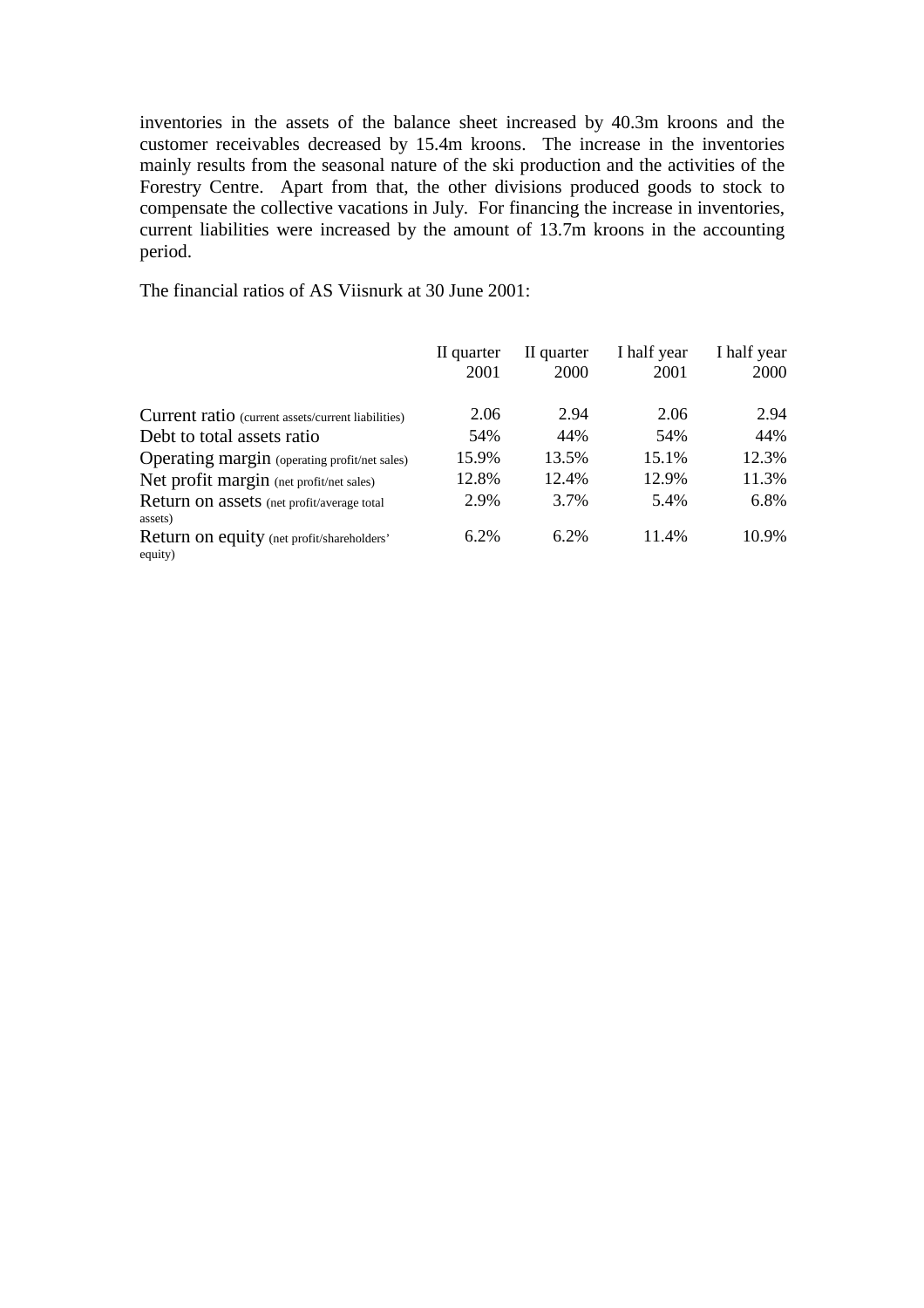inventories in the assets of the balance sheet increased by 40.3m kroons and the customer receivables decreased by 15.4m kroons. The increase in the inventories mainly results from the seasonal nature of the ski production and the activities of the Forestry Centre. Apart from that, the other divisions produced goods to stock to compensate the collective vacations in July. For financing the increase in inventories, current liabilities were increased by the amount of 13.7m kroons in the accounting period.

The financial ratios of AS Viisnurk at 30 June 2001:

| | II quarter 2001 | II quarter 2000 | I half year 2001 | I half year 2000 |
|---|---|---|---|---|
| Current ratio (current assets/current liabilities) | 2.06 | 2.94 | 2.06 | 2.94 |
| Debt to total assets ratio | 54% | 44% | 54% | 44% |
| Operating margin (operating profit/net sales) | 15.9% | 13.5% | 15.1% | 12.3% |
| Net profit margin (net profit/net sales) | 12.8% | 12.4% | 12.9% | 11.3% |
| Return on assets (net profit/average total assets) | 2.9% | 3.7% | 5.4% | 6.8% |
| Return on equity (net profit/shareholders' equity) | 6.2% | 6.2% | 11.4% | 10.9% |